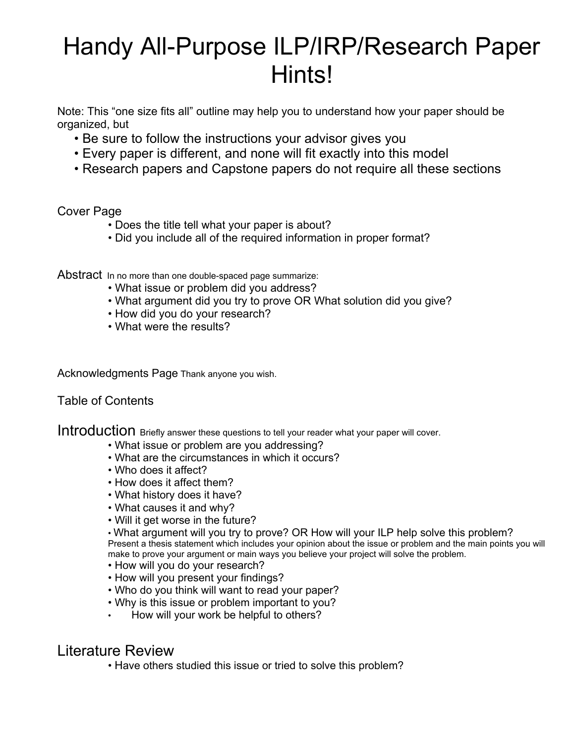# Handy All-Purpose ILP/IRP/Research Paper Hints!

Note: This "one size fits all" outline may help you to understand how your paper should be organized, but

- Be sure to follow the instructions your advisor gives you
- Every paper is different, and none will fit exactly into this model
- Research papers and Capstone papers do not require all these sections

## Cover Page

- Does the title tell what your paper is about?
- Did you include all of the required information in proper format?

## Abstract

In no more than one double-spaced page summarize:

- What issue or problem did you address?
- What argument did you try to prove OR What solution did you give?
- How did you do your research?
- What were the results?

## Acknowledgments Page

Thank anyone you wish.

## Table of Contents

## Introduction

Briefly answer these questions to tell your reader what your paper will cover.

- What issue or problem are you addressing?
- What are the circumstances in which it occurs?
- Who does it affect?
- How does it affect them?
- What history does it have?
- What causes it and why?
- Will it get worse in the future?
- What argument will you try to prove? OR How will your ILP help solve this problem? Present a thesis statement which includes your opinion about the issue or problem and the main points you will make to prove your argument or main ways you believe your project will solve the problem.
- How will you do your research?
- How will you present your findings?
- Who do you think will want to read your paper?
- Why is this issue or problem important to you?
- How will your work be helpful to others?

## Literature Review

- Have others studied this issue or tried to solve this problem?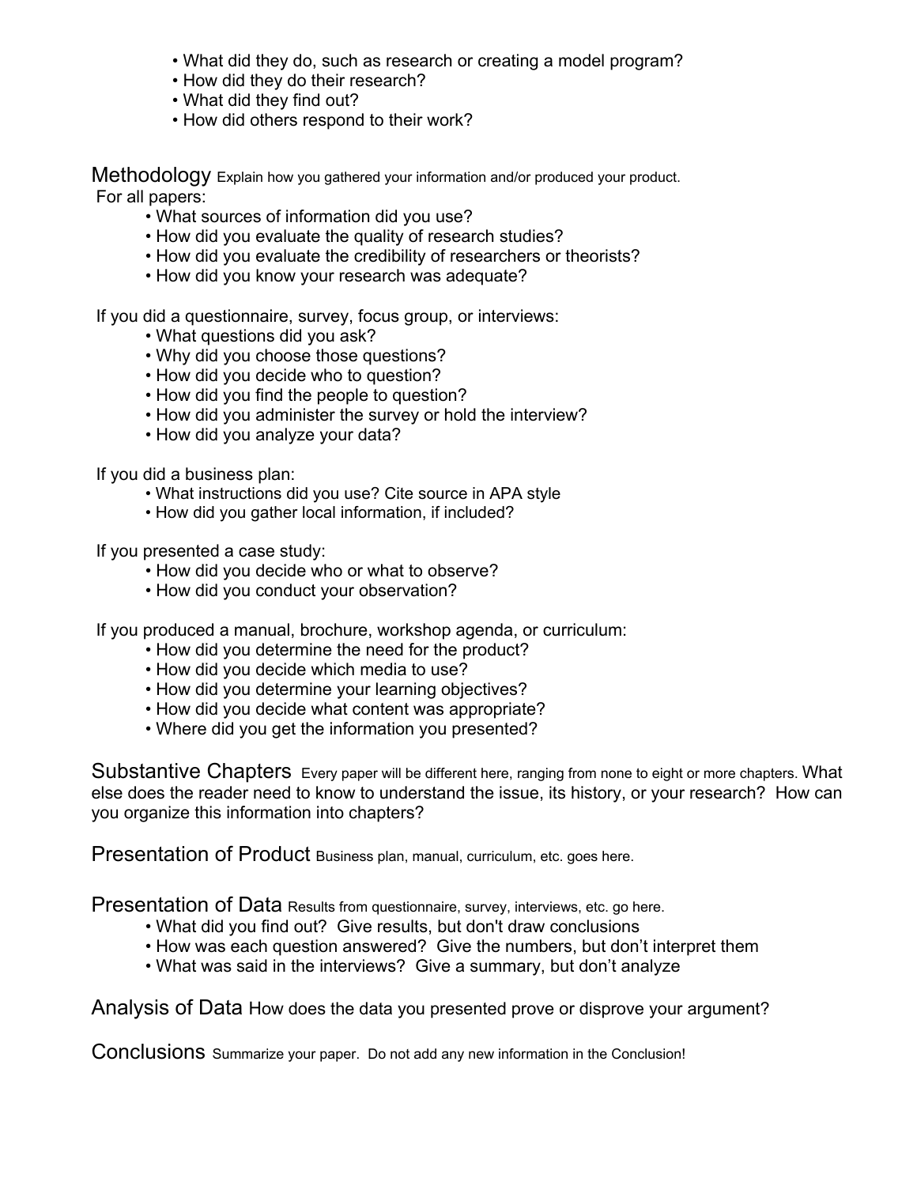- What did they do, such as research or creating a model program?
- How did they do their research?
- What did they find out?
- How did others respond to their work?

## Methodology

Explain how you gathered your information and/or produced your product.

For all papers:

- What sources of information did you use?
- How did you evaluate the quality of research studies?
- How did you evaluate the credibility of researchers or theorists?
- How did you know your research was adequate?

If you did a questionnaire, survey, focus group, or interviews:

- What questions did you ask?
- Why did you choose those questions?
- How did you decide who to question?
- How did you find the people to question?
- How did you administer the survey or hold the interview?
- How did you analyze your data?

If you did a business plan:

- What instructions did you use? Cite source in APA style
- How did you gather local information, if included?

If you presented a case study:

- How did you decide who or what to observe?
- How did you conduct your observation?

If you produced a manual, brochure, workshop agenda, or curriculum:

- How did you determine the need for the product?
- How did you decide which media to use?
- How did you determine your learning objectives?
- How did you decide what content was appropriate?
- Where did you get the information you presented?

## Substantive Chapters

Every paper will be different here, ranging from none to eight or more chapters. What else does the reader need to know to understand the issue, its history, or your research? How can you organize this information into chapters?

## Presentation of Product

Business plan, manual, curriculum, etc. goes here.

## Presentation of Data

Results from questionnaire, survey, interviews, etc. go here.

- What did you find out? Give results, but don't draw conclusions
- How was each question answered? Give the numbers, but don't interpret them
- What was said in the interviews? Give a summary, but don't analyze

## Analysis of Data

How does the data you presented prove or disprove your argument?

## Conclusions

Summarize your paper. Do not add any new information in the Conclusion!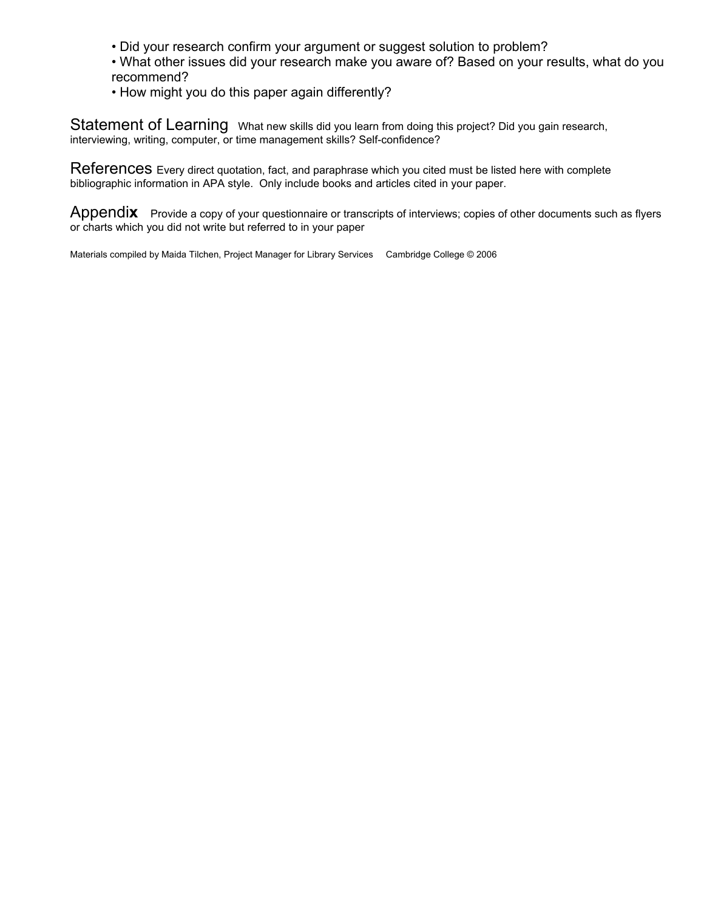- Did your research confirm your argument or suggest solution to problem?
- What other issues did your research make you aware of? Based on your results, what do you recommend?
- How might you do this paper again differently?

## Statement of Learning

What new skills did you learn from doing this project? Did you gain research, interviewing, writing, computer, or time management skills? Self-confidence?

## References

Every direct quotation, fact, and paraphrase which you cited must be listed here with complete bibliographic information in APA style. Only include books and articles cited in your paper.

## Appendix

Provide a copy of your questionnaire or transcripts of interviews; copies of other documents such as flyers or charts which you did not write but referred to in your paper

Materials compiled by Maida Tilchen, Project Manager for Library Services     Cambridge College © 2006